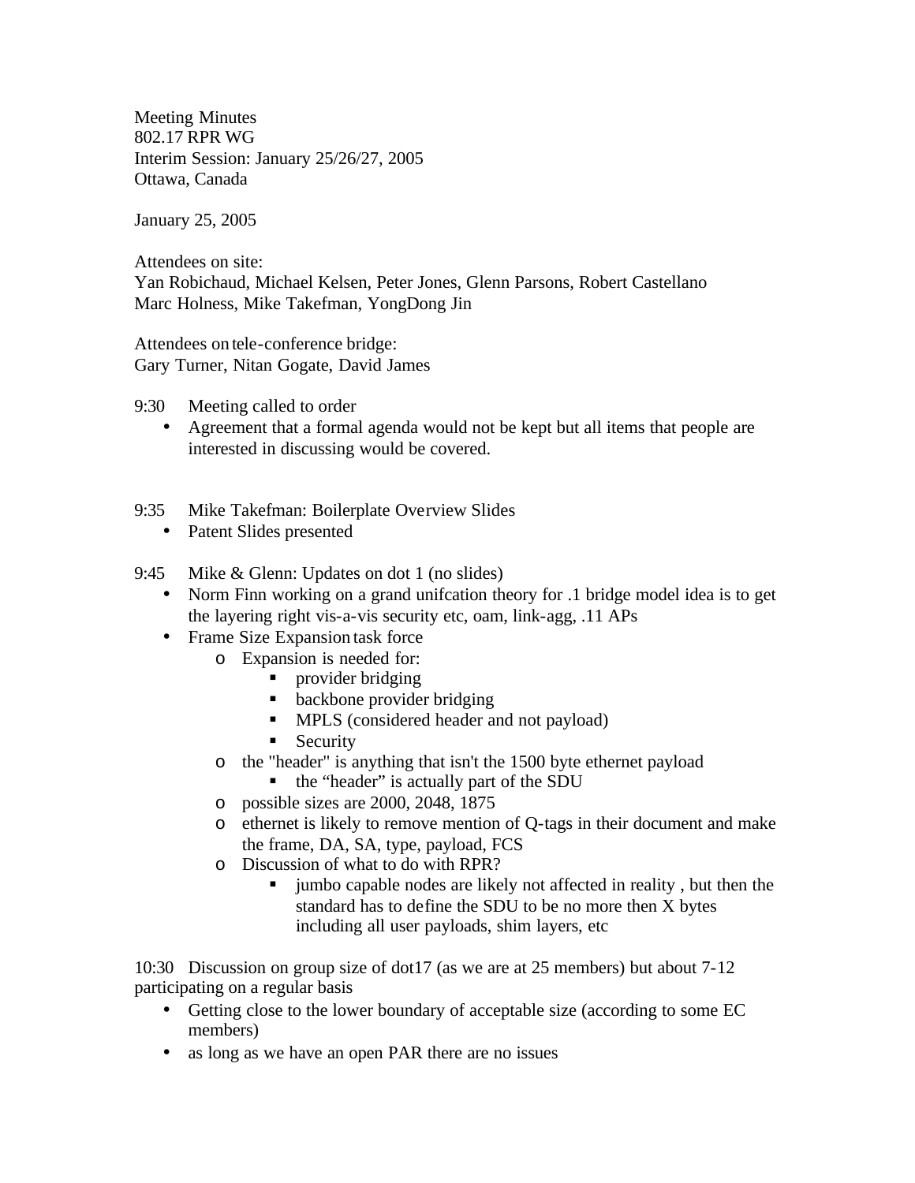Meeting Minutes
802.17 RPR WG
Interim Session: January 25/26/27, 2005
Ottawa, Canada

January 25, 2005

Attendees on site:
Yan Robichaud, Michael Kelsen, Peter Jones, Glenn Parsons, Robert Castellano
Marc Holness, Mike Takefman, YongDong Jin

Attendees on tele-conference bridge:
Gary Turner, Nitan Gogate, David James

9:30 Meeting called to order

- Agreement that a formal agenda would not be kept but all items that people are interested in discussing would be covered.

9:35 Mike Takefman: Boilerplate Overview Slides

- Patent Slides presented

9:45 Mike & Glenn: Updates on dot 1 (no slides)

- Norm Finn working on a grand unifcation theory for .1 bridge model idea is to get the layering right vis-a-vis security etc, oam, link-agg, .11 APs
- Frame Size Expansion task force
  - Expansion is needed for:
    - provider bridging
    - backbone provider bridging
    - MPLS (considered header and not payload)
    - Security
  - the "header" is anything that isn't the 1500 byte ethernet payload
    - the "header" is actually part of the SDU
  - possible sizes are 2000, 2048, 1875
  - ethernet is likely to remove mention of Q-tags in their document and make the frame, DA, SA, type, payload, FCS
  - Discussion of what to do with RPR?
    - jumbo capable nodes are likely not affected in reality , but then the standard has to define the SDU to be no more then X bytes including all user payloads, shim layers, etc

10:30 Discussion on group size of dot17 (as we are at 25 members) but about 7-12 participating on a regular basis

- Getting close to the lower boundary of acceptable size (according to some EC members)
- as long as we have an open PAR there are no issues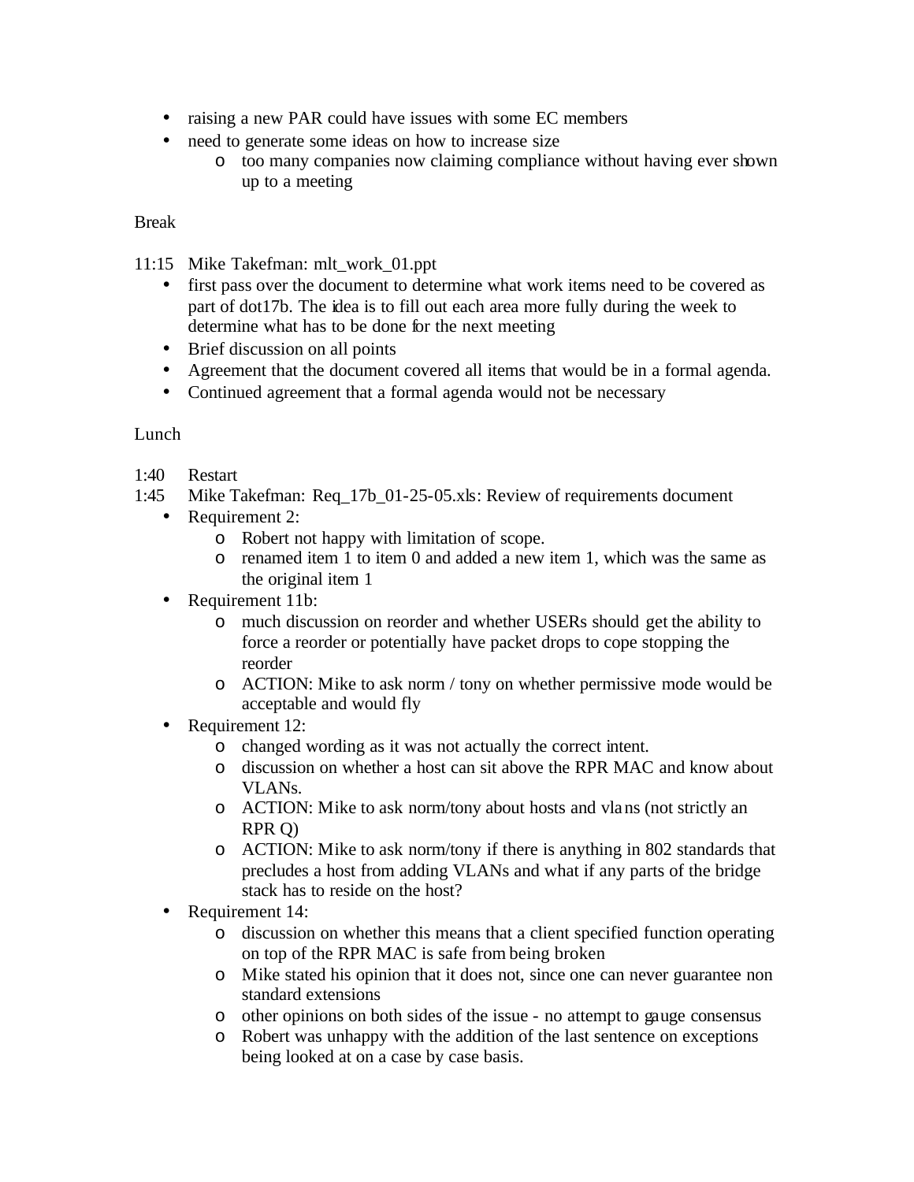- raising a new PAR could have issues with some EC members
- need to generate some ideas on how to increase size
  - too many companies now claiming compliance without having ever shown up to a meeting

Break

11:15 Mike Takefman: mlt_work_01.ppt

- first pass over the document to determine what work items need to be covered as part of dot17b. The idea is to fill out each area more fully during the week to determine what has to be done for the next meeting
- Brief discussion on all points
- Agreement that the document covered all items that would be in a formal agenda.
- Continued agreement that a formal agenda would not be necessary

Lunch

1:40 Restart

1:45 Mike Takefman: Req_17b_01-25-05.xls: Review of requirements document

- Requirement 2:
  - Robert not happy with limitation of scope.
  - renamed item 1 to item 0 and added a new item 1, which was the same as the original item 1
- Requirement 11b:
  - much discussion on reorder and whether USERs should get the ability to force a reorder or potentially have packet drops to cope stopping the reorder
  - ACTION: Mike to ask norm / tony on whether permissive mode would be acceptable and would fly
- Requirement 12:
  - changed wording as it was not actually the correct intent.
  - discussion on whether a host can sit above the RPR MAC and know about VLANs.
  - ACTION: Mike to ask norm/tony about hosts and vlans (not strictly an RPR Q)
  - ACTION: Mike to ask norm/tony if there is anything in 802 standards that precludes a host from adding VLANs and what if any parts of the bridge stack has to reside on the host?
- Requirement 14:
  - discussion on whether this means that a client specified function operating on top of the RPR MAC is safe from being broken
  - Mike stated his opinion that it does not, since one can never guarantee non standard extensions
  - other opinions on both sides of the issue - no attempt to gauge consensus
  - Robert was unhappy with the addition of the last sentence on exceptions being looked at on a case by case basis.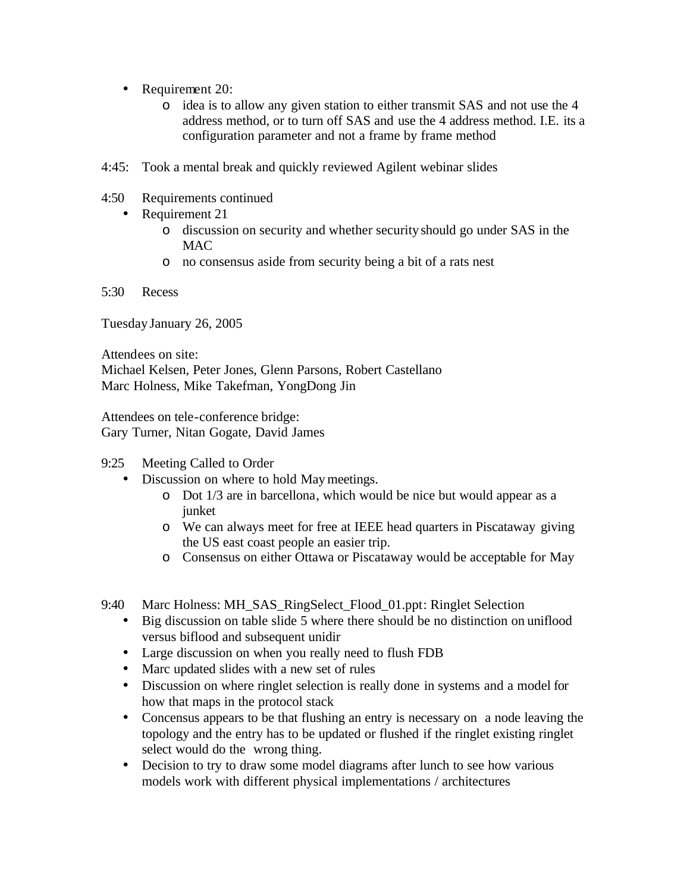- Requirement 20:
  - idea is to allow any given station to either transmit SAS and not use the 4 address method, or to turn off SAS and use the 4 address method. I.E. its a configuration parameter and not a frame by frame method

4:45: Took a mental break and quickly reviewed Agilent webinar slides

4:50 Requirements continued

- Requirement 21
  - discussion on security and whether security should go under SAS in the MAC
  - no consensus aside from security being a bit of a rats nest

5:30 Recess

Tuesday January 26, 2005

Attendees on site:
Michael Kelsen, Peter Jones, Glenn Parsons, Robert Castellano
Marc Holness, Mike Takefman, YongDong Jin

Attendees on tele-conference bridge:
Gary Turner, Nitan Gogate, David James

9:25 Meeting Called to Order

- Discussion on where to hold May meetings.
  - Dot 1/3 are in barcellona, which would be nice but would appear as a junket
  - We can always meet for free at IEEE head quarters in Piscataway giving the US east coast people an easier trip.
  - Consensus on either Ottawa or Piscataway would be acceptable for May

9:40 Marc Holness: MH_SAS_RingSelect_Flood_01.ppt: Ringlet Selection

- Big discussion on table slide 5 where there should be no distinction on uniflood versus biflood and subsequent unidir
- Large discussion on when you really need to flush FDB
- Marc updated slides with a new set of rules
- Discussion on where ringlet selection is really done in systems and a model for how that maps in the protocol stack
- Concensus appears to be that flushing an entry is necessary on a node leaving the topology and the entry has to be updated or flushed if the ringlet existing ringlet select would do the wrong thing.
- Decision to try to draw some model diagrams after lunch to see how various models work with different physical implementations / architectures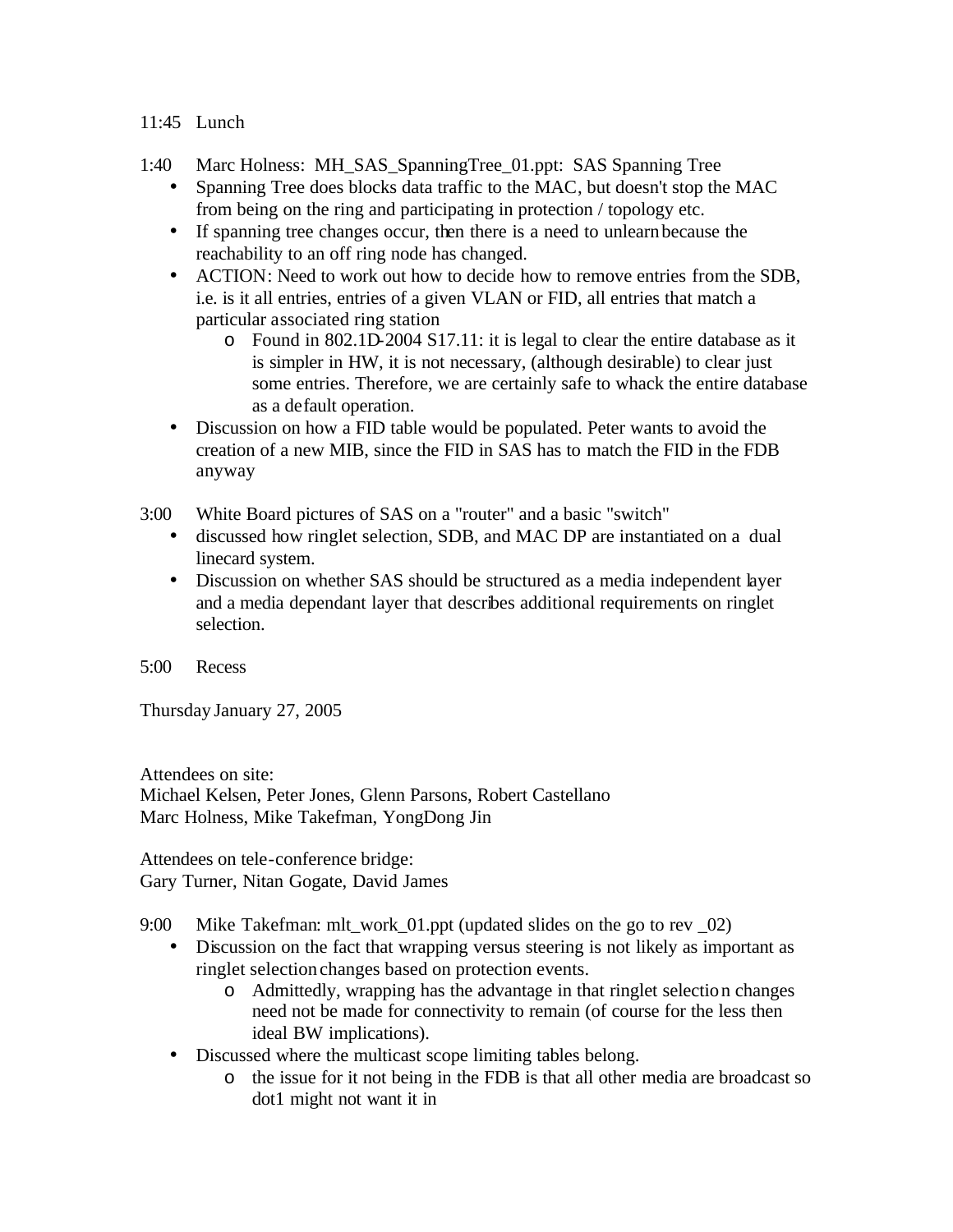11:45 Lunch

1:40 Marc Holness: MH_SAS_SpanningTree_01.ppt: SAS Spanning Tree

- Spanning Tree does blocks data traffic to the MAC, but doesn't stop the MAC from being on the ring and participating in protection / topology etc.
- If spanning tree changes occur, then there is a need to unlearn because the reachability to an off ring node has changed.
- ACTION: Need to work out how to decide how to remove entries from the SDB, i.e. is it all entries, entries of a given VLAN or FID, all entries that match a particular associated ring station
  - Found in 802.1D-2004 S17.11: it is legal to clear the entire database as it is simpler in HW, it is not necessary, (although desirable) to clear just some entries. Therefore, we are certainly safe to whack the entire database as a default operation.
- Discussion on how a FID table would be populated. Peter wants to avoid the creation of a new MIB, since the FID in SAS has to match the FID in the FDB anyway

3:00 White Board pictures of SAS on a "router" and a basic "switch"

- discussed how ringlet selection, SDB, and MAC DP are instantiated on a dual linecard system.
- Discussion on whether SAS should be structured as a media independent layer and a media dependant layer that describes additional requirements on ringlet selection.

5:00 Recess

Thursday January 27, 2005

Attendees on site:
Michael Kelsen, Peter Jones, Glenn Parsons, Robert Castellano
Marc Holness, Mike Takefman, YongDong Jin

Attendees on tele-conference bridge:
Gary Turner, Nitan Gogate, David James

9:00 Mike Takefman: mlt_work_01.ppt (updated slides on the go to rev _02)

- Discussion on the fact that wrapping versus steering is not likely as important as ringlet selection changes based on protection events.
  - Admittedly, wrapping has the advantage in that ringlet selection changes need not be made for connectivity to remain (of course for the less then ideal BW implications).
- Discussed where the multicast scope limiting tables belong.
  - the issue for it not being in the FDB is that all other media are broadcast so dot1 might not want it in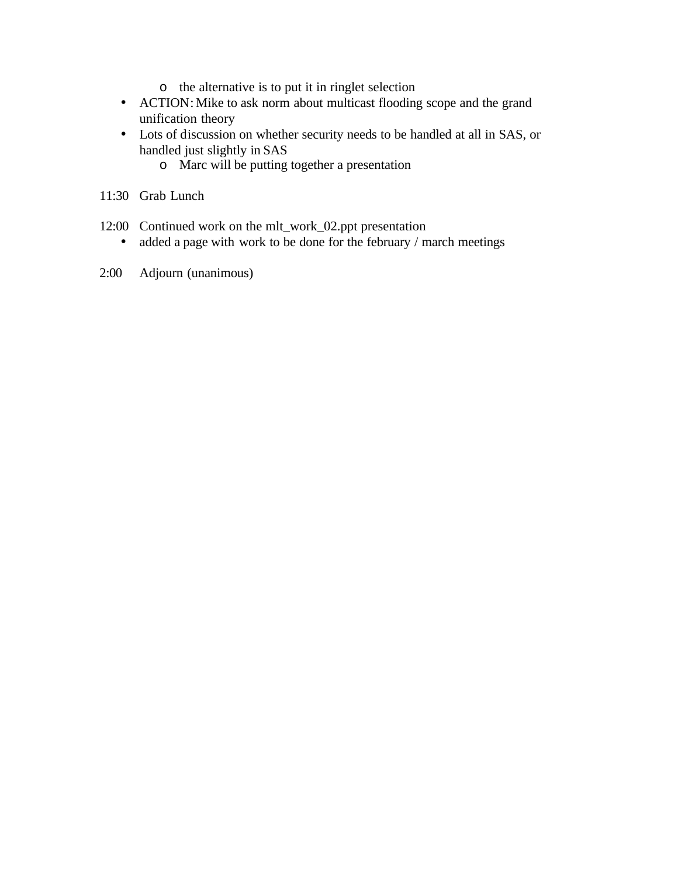- the alternative is to put it in ringlet selection
- ACTION: Mike to ask norm about multicast flooding scope and the grand unification theory
- Lots of discussion on whether security needs to be handled at all in SAS, or handled just slightly in SAS
  - Marc will be putting together a presentation

11:30 Grab Lunch

12:00 Continued work on the mlt_work_02.ppt presentation

- added a page with work to be done for the february / march meetings

2:00 Adjourn (unanimous)